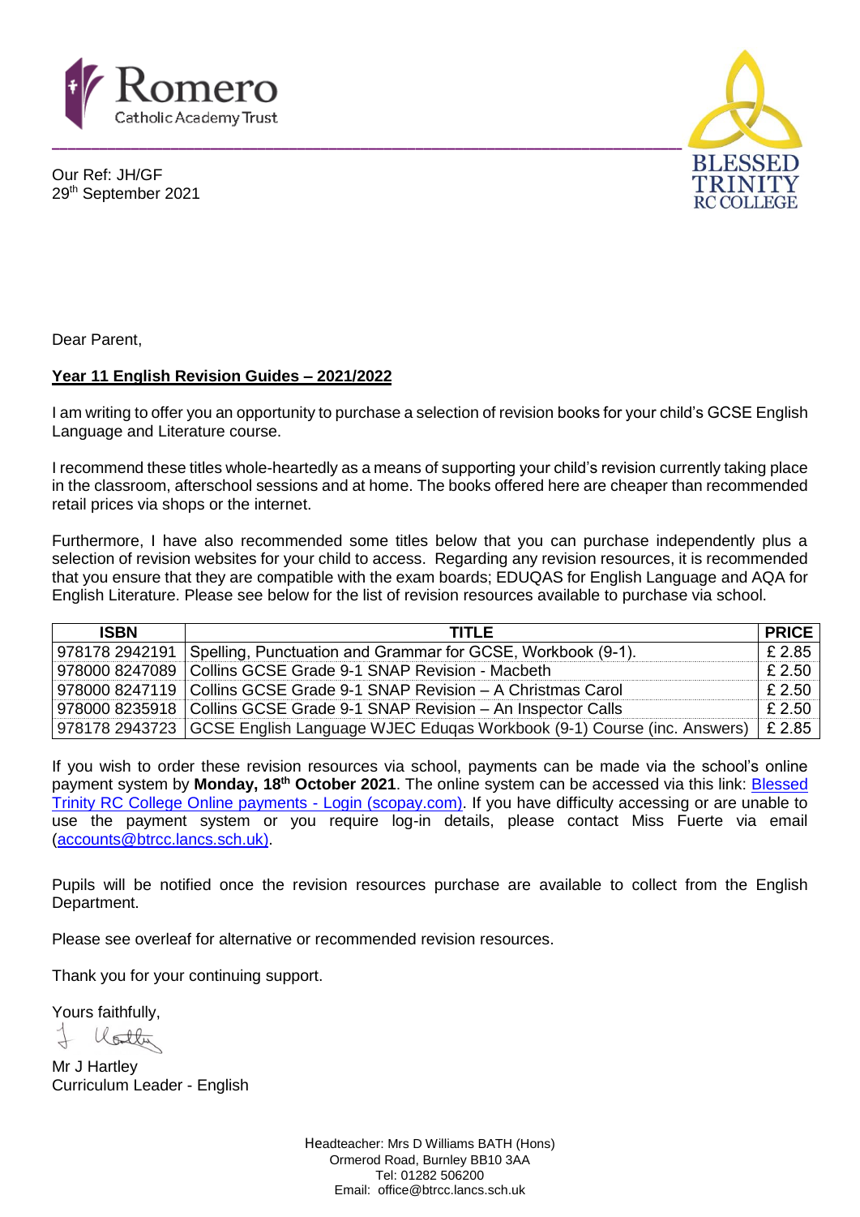Romero Catholic Academy Trust

BLESSED TRINITY RC COLLEGE

Our Ref: JH/GF
29th September 2021

Dear Parent,

**Year 11 English Revision Guides – 2021/2022**

I am writing to offer you an opportunity to purchase a selection of revision books for your child's GCSE English Language and Literature course.

I recommend these titles whole-heartedly as a means of supporting your child's revision currently taking place in the classroom, afterschool sessions and at home. The books offered here are cheaper than recommended retail prices via shops or the internet.

Furthermore, I have also recommended some titles below that you can purchase independently plus a selection of revision websites for your child to access. Regarding any revision resources, it is recommended that you ensure that they are compatible with the exam boards; EDUQAS for English Language and AQA for English Literature. Please see below for the list of revision resources available to purchase via school.

| ISBN | TITLE | PRICE |
|---|---|---|
| 978178 2942191 | Spelling, Punctuation and Grammar for GCSE, Workbook (9-1). | £ 2.85 |
| 978000 8247089 | Collins GCSE Grade 9-1 SNAP Revision - Macbeth | £ 2.50 |
| 978000 8247119 | Collins GCSE Grade 9-1 SNAP Revision – A Christmas Carol | £ 2.50 |
| 978000 8235918 | Collins GCSE Grade 9-1 SNAP Revision – An Inspector Calls | £ 2.50 |
| 978178 2943723 | GCSE English Language WJEC Eduqas Workbook (9-1) Course (inc. Answers) | £ 2.85 |

If you wish to order these revision resources via school, payments can be made via the school's online payment system by **Monday, 18th October 2021**. The online system can be accessed via this link: Blessed Trinity RC College Online payments - Login (scopay.com). If you have difficulty accessing or are unable to use the payment system or you require log-in details, please contact Miss Fuerte via email (accounts@btrcc.lancs.sch.uk).

Pupils will be notified once the revision resources purchase are available to collect from the English Department.

Please see overleaf for alternative or recommended revision resources.

Thank you for your continuing support.

Yours faithfully,

Mr J Hartley
Curriculum Leader - English

Headteacher: Mrs D Williams BATH (Hons)
Ormerod Road, Burnley BB10 3AA
Tel: 01282 506200
Email: office@btrcc.lancs.sch.uk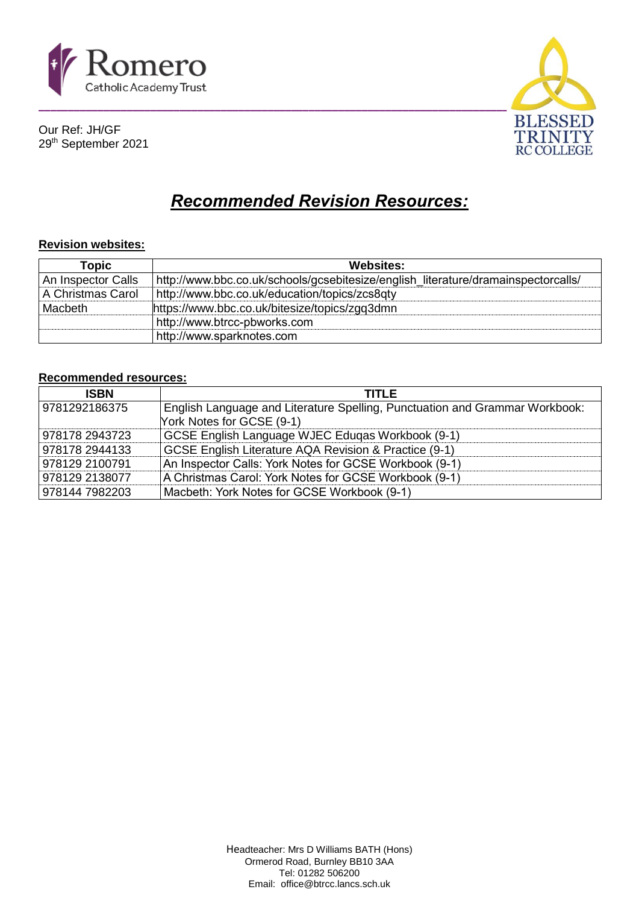Romero
Catholic Academy Trust

BLESSED TRINITY RC COLLEGE

Our Ref: JH/GF
29th September 2021

# *Recommended Revision Resources:*

**Revision websites:**

| Topic | Websites: |
| --- | --- |
| An Inspector Calls | http://www.bbc.co.uk/schools/gcsebitesize/english_literature/dramainspectorcalls/ |
| A Christmas Carol | http://www.bbc.co.uk/education/topics/zcs8qty |
| Macbeth | https://www.bbc.co.uk/bitesize/topics/zgq3dmn |
| | http://www.btrcc-pbworks.com |
| | http://www.sparknotes.com |

**Recommended resources:**

| ISBN | TITLE |
| --- | --- |
| 9781292186375 | English Language and Literature Spelling, Punctuation and Grammar Workbook: York Notes for GCSE (9-1) |
| 978178 2943723 | GCSE English Language WJEC Eduqas Workbook (9-1) |
| 978178 2944133 | GCSE English Literature AQA Revision & Practice (9-1) |
| 978129 2100791 | An Inspector Calls: York Notes for GCSE Workbook (9-1) |
| 978129 2138077 | A Christmas Carol: York Notes for GCSE Workbook (9-1) |
| 978144 7982203 | Macbeth: York Notes for GCSE Workbook (9-1) |

Headteacher: Mrs D Williams BATH (Hons)
Ormerod Road, Burnley BB10 3AA
Tel: 01282 506200
Email: office@btrcc.lancs.sch.uk